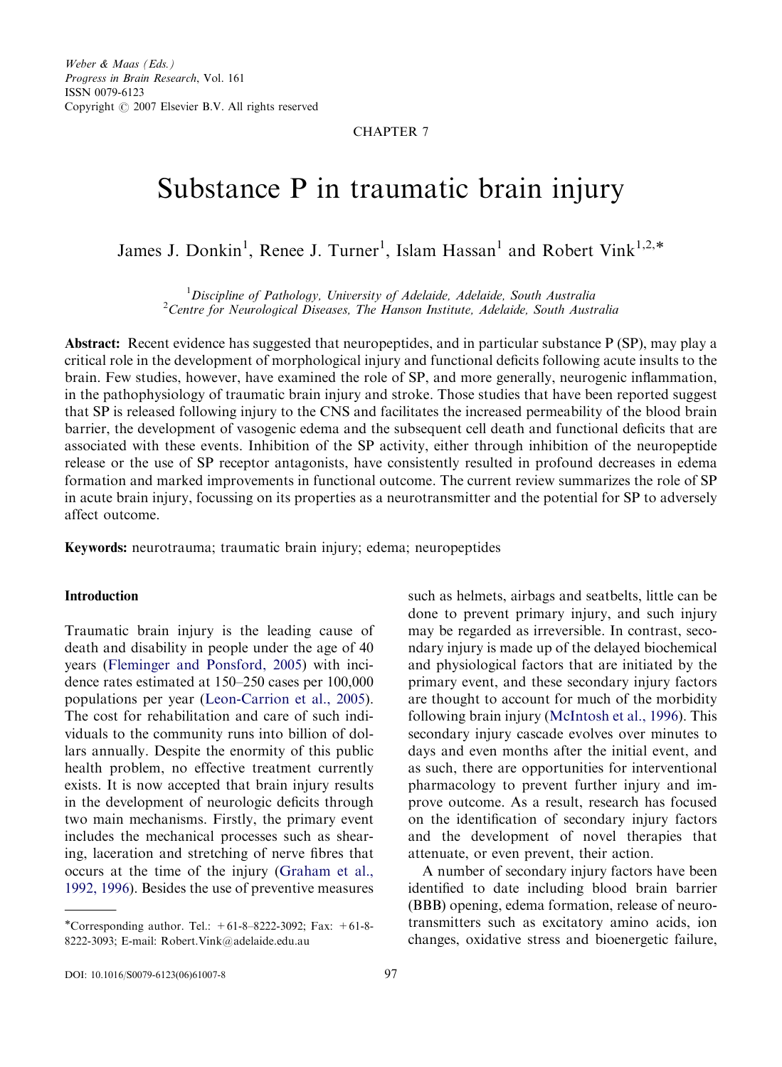Weber & Maas (Eds.)
*Progress in Brain Research*, Vol. 161
ISSN 0079-6123
Copyright © 2007 Elsevier B.V. All rights reserved

CHAPTER 7

# Substance P in traumatic brain injury

James J. Donkin[1], Renee J. Turner[1], Islam Hassan[1] and Robert Vink[1,2,*]

[1]*Discipline of Pathology, University of Adelaide, Adelaide, South Australia*
[2]*Centre for Neurological Diseases, The Hanson Institute, Adelaide, South Australia*

**Abstract:** Recent evidence has suggested that neuropeptides, and in particular substance P (SP), may play a critical role in the development of morphological injury and functional deficits following acute insults to the brain. Few studies, however, have examined the role of SP, and more generally, neurogenic inflammation, in the pathophysiology of traumatic brain injury and stroke. Those studies that have been reported suggest that SP is released following injury to the CNS and facilitates the increased permeability of the blood brain barrier, the development of vasogenic edema and the subsequent cell death and functional deficits that are associated with these events. Inhibition of the SP activity, either through inhibition of the neuropeptide release or the use of SP receptor antagonists, have consistently resulted in profound decreases in edema formation and marked improvements in functional outcome. The current review summarizes the role of SP in acute brain injury, focussing on its properties as a neurotransmitter and the potential for SP to adversely affect outcome.

**Keywords:** neurotrauma; traumatic brain injury; edema; neuropeptides

## Introduction

Traumatic brain injury is the leading cause of death and disability in people under the age of 40 years (Fleminger and Ponsford, 2005) with incidence rates estimated at 150–250 cases per 100,000 populations per year (Leon-Carrion et al., 2005). The cost for rehabilitation and care of such individuals to the community runs into billion of dollars annually. Despite the enormity of this public health problem, no effective treatment currently exists. It is now accepted that brain injury results in the development of neurologic deficits through two main mechanisms. Firstly, the primary event includes the mechanical processes such as shearing, laceration and stretching of nerve fibres that occurs at the time of the injury (Graham et al., 1992, 1996). Besides the use of preventive measures such as helmets, airbags and seatbelts, little can be done to prevent primary injury, and such injury may be regarded as irreversible. In contrast, secondary injury is made up of the delayed biochemical and physiological factors that are initiated by the primary event, and these secondary injury factors are thought to account for much of the morbidity following brain injury (McIntosh et al., 1996). This secondary injury cascade evolves over minutes to days and even months after the initial event, and as such, there are opportunities for interventional pharmacology to prevent further injury and improve outcome. As a result, research has focused on the identification of secondary injury factors and the development of novel therapies that attenuate, or even prevent, their action.

A number of secondary injury factors have been identified to date including blood brain barrier (BBB) opening, edema formation, release of neurotransmitters such as excitatory amino acids, ion changes, oxidative stress and bioenergetic failure,

*Corresponding author. Tel.: +61-8–8222-3092; Fax: +61-8-8222-3093; E-mail: Robert.Vink@adelaide.edu.au

DOI: 10.1016/S0079-6123(06)61007-8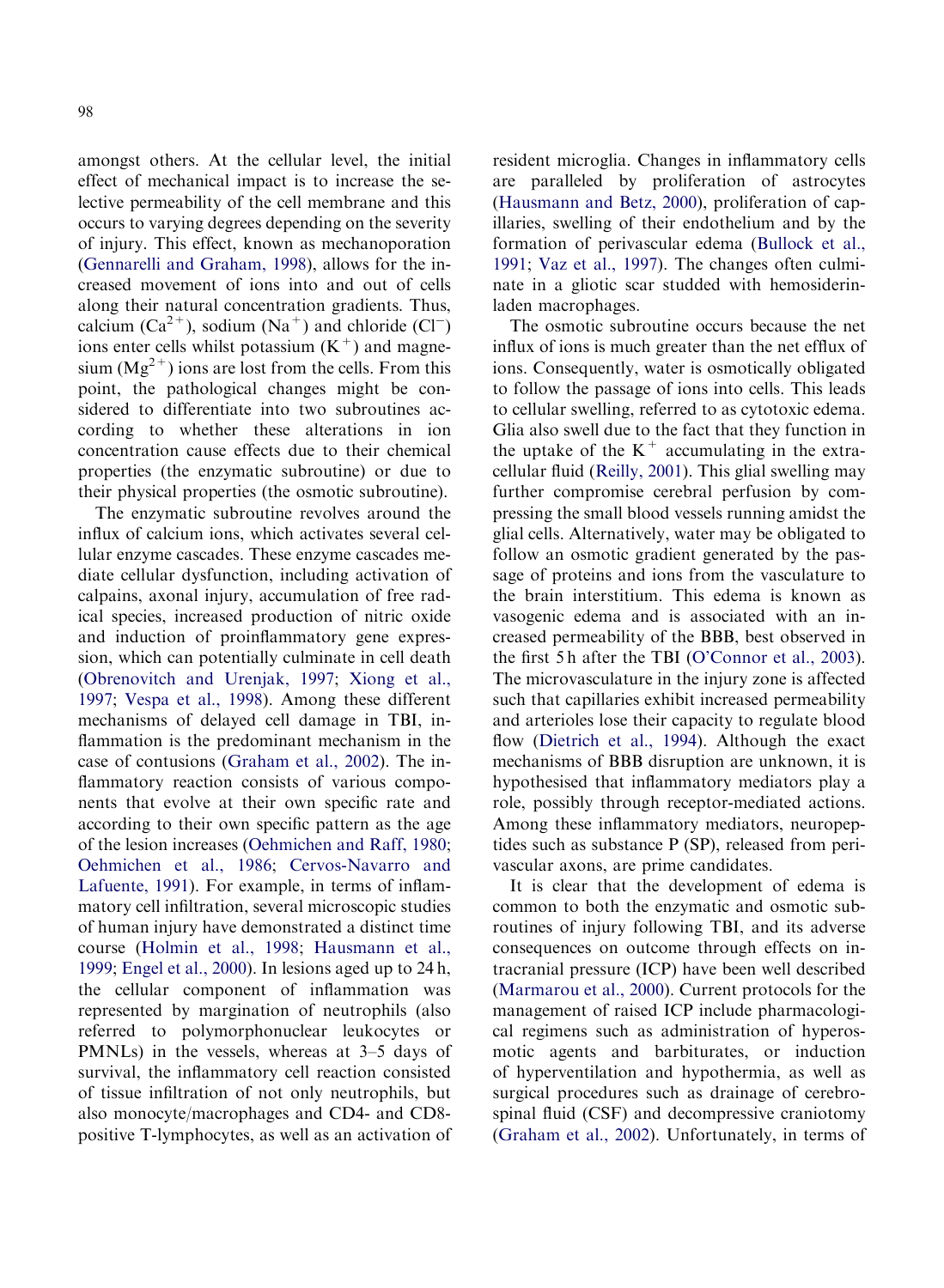amongst others. At the cellular level, the initial effect of mechanical impact is to increase the selective permeability of the cell membrane and this occurs to varying degrees depending on the severity of injury. This effect, known as mechanoporation (Gennarelli and Graham, 1998), allows for the increased movement of ions into and out of cells along their natural concentration gradients. Thus, calcium ($Ca^{2+}$), sodium ($Na^{+}$) and chloride ($Cl^{-}$) ions enter cells whilst potassium ($K^{+}$) and magnesium ($Mg^{2+}$) ions are lost from the cells. From this point, the pathological changes might be considered to differentiate into two subroutines according to whether these alterations in ion concentration cause effects due to their chemical properties (the enzymatic subroutine) or due to their physical properties (the osmotic subroutine).

The enzymatic subroutine revolves around the influx of calcium ions, which activates several cellular enzyme cascades. These enzyme cascades mediate cellular dysfunction, including activation of calpains, axonal injury, accumulation of free radical species, increased production of nitric oxide and induction of proinflammatory gene expression, which can potentially culminate in cell death (Obrenovitch and Urenjak, 1997; Xiong et al., 1997; Vespa et al., 1998). Among these different mechanisms of delayed cell damage in TBI, inflammation is the predominant mechanism in the case of contusions (Graham et al., 2002). The inflammatory reaction consists of various components that evolve at their own specific rate and according to their own specific pattern as the age of the lesion increases (Oehmichen and Raff, 1980; Oehmichen et al., 1986; Cervos-Navarro and Lafuente, 1991). For example, in terms of inflammatory cell infiltration, several microscopic studies of human injury have demonstrated a distinct time course (Holmin et al., 1998; Hausmann et al., 1999; Engel et al., 2000). In lesions aged up to 24 h, the cellular component of inflammation was represented by margination of neutrophils (also referred to polymorphonuclear leukocytes or PMNLs) in the vessels, whereas at 3–5 days of survival, the inflammatory cell reaction consisted of tissue infiltration of not only neutrophils, but also monocyte/macrophages and CD4- and CD8-positive T-lymphocytes, as well as an activation of resident microglia. Changes in inflammatory cells are paralleled by proliferation of astrocytes (Hausmann and Betz, 2000), proliferation of capillaries, swelling of their endothelium and by the formation of perivascular edema (Bullock et al., 1991; Vaz et al., 1997). The changes often culminate in a gliotic scar studded with hemosiderin-laden macrophages.

The osmotic subroutine occurs because the net influx of ions is much greater than the net efflux of ions. Consequently, water is osmotically obligated to follow the passage of ions into cells. This leads to cellular swelling, referred to as cytotoxic edema. Glia also swell due to the fact that they function in the uptake of the $K^{+}$ accumulating in the extracellular fluid (Reilly, 2001). This glial swelling may further compromise cerebral perfusion by compressing the small blood vessels running amidst the glial cells. Alternatively, water may be obligated to follow an osmotic gradient generated by the passage of proteins and ions from the vasculature to the brain interstitium. This edema is known as vasogenic edema and is associated with an increased permeability of the BBB, best observed in the first 5 h after the TBI (O'Connor et al., 2003). The microvasculature in the injury zone is affected such that capillaries exhibit increased permeability and arterioles lose their capacity to regulate blood flow (Dietrich et al., 1994). Although the exact mechanisms of BBB disruption are unknown, it is hypothesised that inflammatory mediators play a role, possibly through receptor-mediated actions. Among these inflammatory mediators, neuropeptides such as substance P (SP), released from perivascular axons, are prime candidates.

It is clear that the development of edema is common to both the enzymatic and osmotic subroutines of injury following TBI, and its adverse consequences on outcome through effects on intracranial pressure (ICP) have been well described (Marmarou et al., 2000). Current protocols for the management of raised ICP include pharmacological regimens such as administration of hyperosmotic agents and barbiturates, or induction of hyperventilation and hypothermia, as well as surgical procedures such as drainage of cerebrospinal fluid (CSF) and decompressive craniotomy (Graham et al., 2002). Unfortunately, in terms of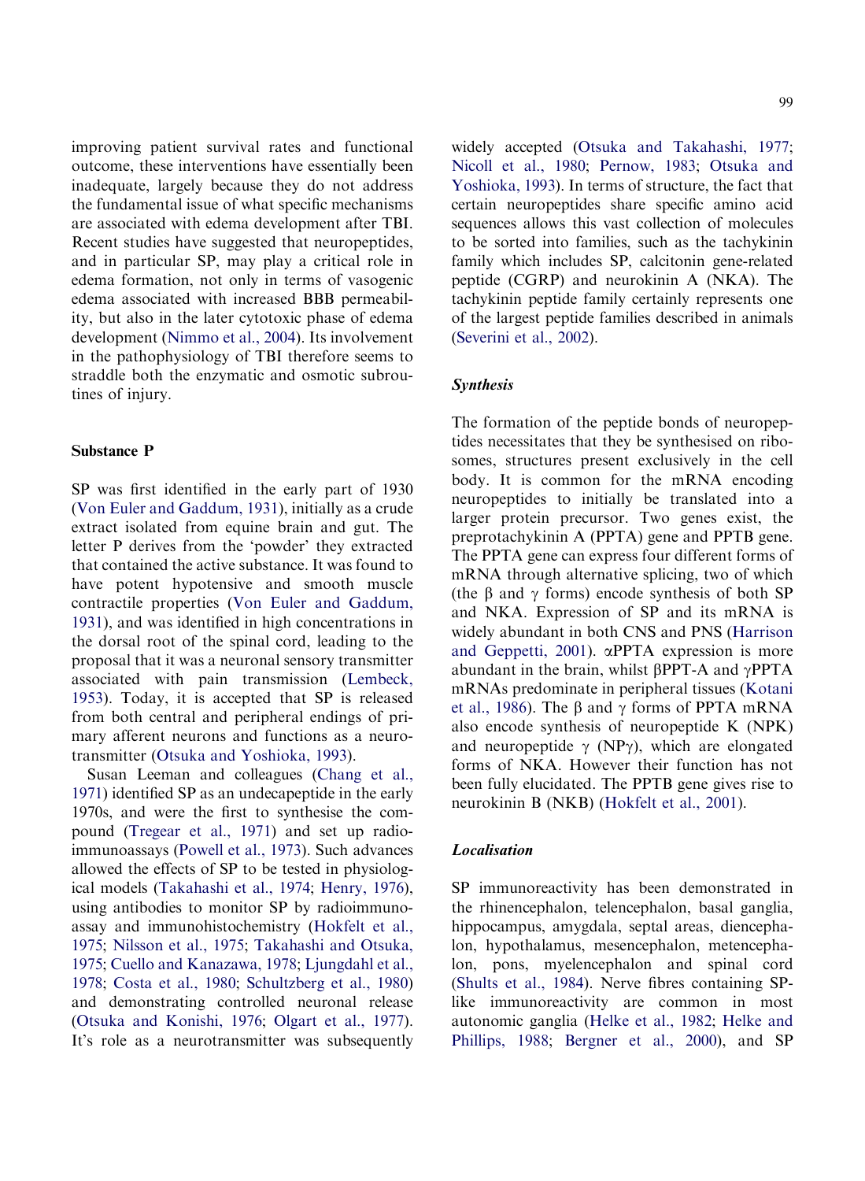improving patient survival rates and functional outcome, these interventions have essentially been inadequate, largely because they do not address the fundamental issue of what specific mechanisms are associated with edema development after TBI. Recent studies have suggested that neuropeptides, and in particular SP, may play a critical role in edema formation, not only in terms of vasogenic edema associated with increased BBB permeability, but also in the later cytotoxic phase of edema development (Nimmo et al., 2004). Its involvement in the pathophysiology of TBI therefore seems to straddle both the enzymatic and osmotic subroutines of injury.

## Substance P

SP was first identified in the early part of 1930 (Von Euler and Gaddum, 1931), initially as a crude extract isolated from equine brain and gut. The letter P derives from the 'powder' they extracted that contained the active substance. It was found to have potent hypotensive and smooth muscle contractile properties (Von Euler and Gaddum, 1931), and was identified in high concentrations in the dorsal root of the spinal cord, leading to the proposal that it was a neuronal sensory transmitter associated with pain transmission (Lembeck, 1953). Today, it is accepted that SP is released from both central and peripheral endings of primary afferent neurons and functions as a neurotransmitter (Otsuka and Yoshioka, 1993).

Susan Leeman and colleagues (Chang et al., 1971) identified SP as an undecapeptide in the early 1970s, and were the first to synthesise the compound (Tregear et al., 1971) and set up radioimmunoassays (Powell et al., 1973). Such advances allowed the effects of SP to be tested in physiological models (Takahashi et al., 1974; Henry, 1976), using antibodies to monitor SP by radioimmunoassay and immunohistochemistry (Hokfelt et al., 1975; Nilsson et al., 1975; Takahashi and Otsuka, 1975; Cuello and Kanazawa, 1978; Ljungdahl et al., 1978; Costa et al., 1980; Schultzberg et al., 1980) and demonstrating controlled neuronal release (Otsuka and Konishi, 1976; Olgart et al., 1977). It's role as a neurotransmitter was subsequently widely accepted (Otsuka and Takahashi, 1977; Nicoll et al., 1980; Pernow, 1983; Otsuka and Yoshioka, 1993). In terms of structure, the fact that certain neuropeptides share specific amino acid sequences allows this vast collection of molecules to be sorted into families, such as the tachykinin family which includes SP, calcitonin gene-related peptide (CGRP) and neurokinin A (NKA). The tachykinin peptide family certainly represents one of the largest peptide families described in animals (Severini et al., 2002).

### *Synthesis*

The formation of the peptide bonds of neuropeptides necessitates that they be synthesised on ribosomes, structures present exclusively in the cell body. It is common for the mRNA encoding neuropeptides to initially be translated into a larger protein precursor. Two genes exist, the preprotachykinin A (PPTA) gene and PPTB gene. The PPTA gene can express four different forms of mRNA through alternative splicing, two of which (the β and γ forms) encode synthesis of both SP and NKA. Expression of SP and its mRNA is widely abundant in both CNS and PNS (Harrison and Geppetti, 2001). αPPTA expression is more abundant in the brain, whilst βPPT-A and γPPTA mRNAs predominate in peripheral tissues (Kotani et al., 1986). The β and γ forms of PPTA mRNA also encode synthesis of neuropeptide K (NPK) and neuropeptide γ (NPγ), which are elongated forms of NKA. However their function has not been fully elucidated. The PPTB gene gives rise to neurokinin B (NKB) (Hokfelt et al., 2001).

### *Localisation*

SP immunoreactivity has been demonstrated in the rhinencephalon, telencephalon, basal ganglia, hippocampus, amygdala, septal areas, diencephalon, hypothalamus, mesencephalon, metencephalon, pons, myelencephalon and spinal cord (Shults et al., 1984). Nerve fibres containing SP-like immunoreactivity are common in most autonomic ganglia (Helke et al., 1982; Helke and Phillips, 1988; Bergner et al., 2000), and SP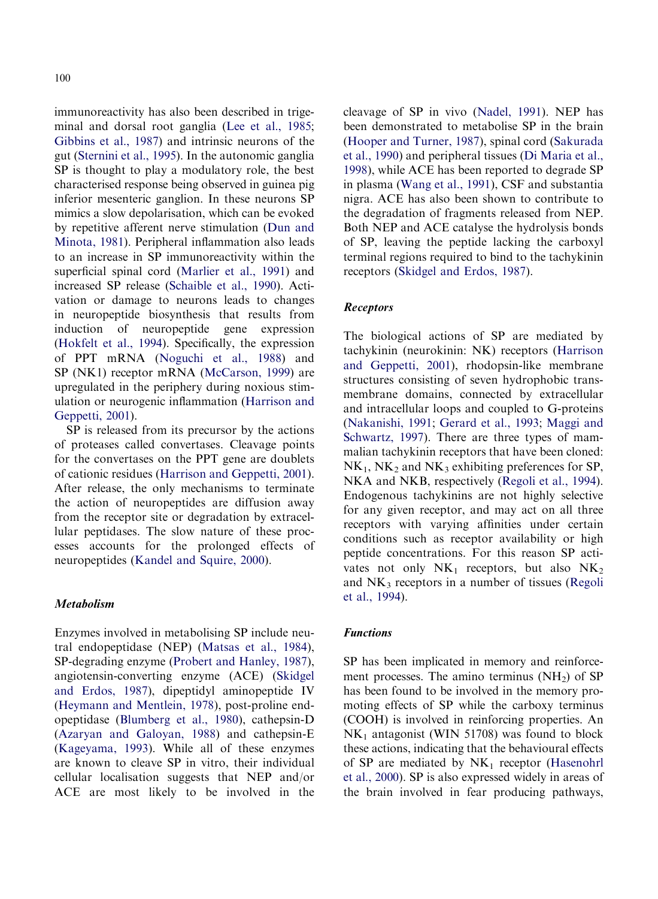immunoreactivity has also been described in trigeminal and dorsal root ganglia (Lee et al., 1985; Gibbins et al., 1987) and intrinsic neurons of the gut (Sternini et al., 1995). In the autonomic ganglia SP is thought to play a modulatory role, the best characterised response being observed in guinea pig inferior mesenteric ganglion. In these neurons SP mimics a slow depolarisation, which can be evoked by repetitive afferent nerve stimulation (Dun and Minota, 1981). Peripheral inflammation also leads to an increase in SP immunoreactivity within the superficial spinal cord (Marlier et al., 1991) and increased SP release (Schaible et al., 1990). Activation or damage to neurons leads to changes in neuropeptide biosynthesis that results from induction of neuropeptide gene expression (Hokfelt et al., 1994). Specifically, the expression of PPT mRNA (Noguchi et al., 1988) and SP (NK1) receptor mRNA (McCarson, 1999) are upregulated in the periphery during noxious stimulation or neurogenic inflammation (Harrison and Geppetti, 2001).

SP is released from its precursor by the actions of proteases called convertases. Cleavage points for the convertases on the PPT gene are doublets of cationic residues (Harrison and Geppetti, 2001). After release, the only mechanisms to terminate the action of neuropeptides are diffusion away from the receptor site or degradation by extracellular peptidases. The slow nature of these processes accounts for the prolonged effects of neuropeptides (Kandel and Squire, 2000).

### *Metabolism*

Enzymes involved in metabolising SP include neutral endopeptidase (NEP) (Matsas et al., 1984), SP-degrading enzyme (Probert and Hanley, 1987), angiotensin-converting enzyme (ACE) (Skidgel and Erdos, 1987), dipeptidyl aminopeptide IV (Heymann and Mentlein, 1978), post-proline endopeptidase (Blumberg et al., 1980), cathepsin-D (Azaryan and Galoyan, 1988) and cathepsin-E (Kageyama, 1993). While all of these enzymes are known to cleave SP in vitro, their individual cellular localisation suggests that NEP and/or ACE are most likely to be involved in the cleavage of SP in vivo (Nadel, 1991). NEP has been demonstrated to metabolise SP in the brain (Hooper and Turner, 1987), spinal cord (Sakurada et al., 1990) and peripheral tissues (Di Maria et al., 1998), while ACE has been reported to degrade SP in plasma (Wang et al., 1991), CSF and substantia nigra. ACE has also been shown to contribute to the degradation of fragments released from NEP. Both NEP and ACE catalyse the hydrolysis bonds of SP, leaving the peptide lacking the carboxyl terminal regions required to bind to the tachykinin receptors (Skidgel and Erdos, 1987).

### *Receptors*

The biological actions of SP are mediated by tachykinin (neurokinin: NK) receptors (Harrison and Geppetti, 2001), rhodopsin-like membrane structures consisting of seven hydrophobic transmembrane domains, connected by extracellular and intracellular loops and coupled to G-proteins (Nakanishi, 1991; Gerard et al., 1993; Maggi and Schwartz, 1997). There are three types of mammalian tachykinin receptors that have been cloned: $NK_1$, $NK_2$ and $NK_3$ exhibiting preferences for SP, NKA and NKB, respectively (Regoli et al., 1994). Endogenous tachykinins are not highly selective for any given receptor, and may act on all three receptors with varying affinities under certain conditions such as receptor availability or high peptide concentrations. For this reason SP activates not only $NK_1$ receptors, but also $NK_2$ and $NK_3$ receptors in a number of tissues (Regoli et al., 1994).

### *Functions*

SP has been implicated in memory and reinforcement processes. The amino terminus ($NH_2$) of SP has been found to be involved in the memory promoting effects of SP while the carboxy terminus (COOH) is involved in reinforcing properties. An $NK_1$ antagonist (WIN 51708) was found to block these actions, indicating that the behavioural effects of SP are mediated by $NK_1$ receptor (Hasenohrl et al., 2000). SP is also expressed widely in areas of the brain involved in fear producing pathways,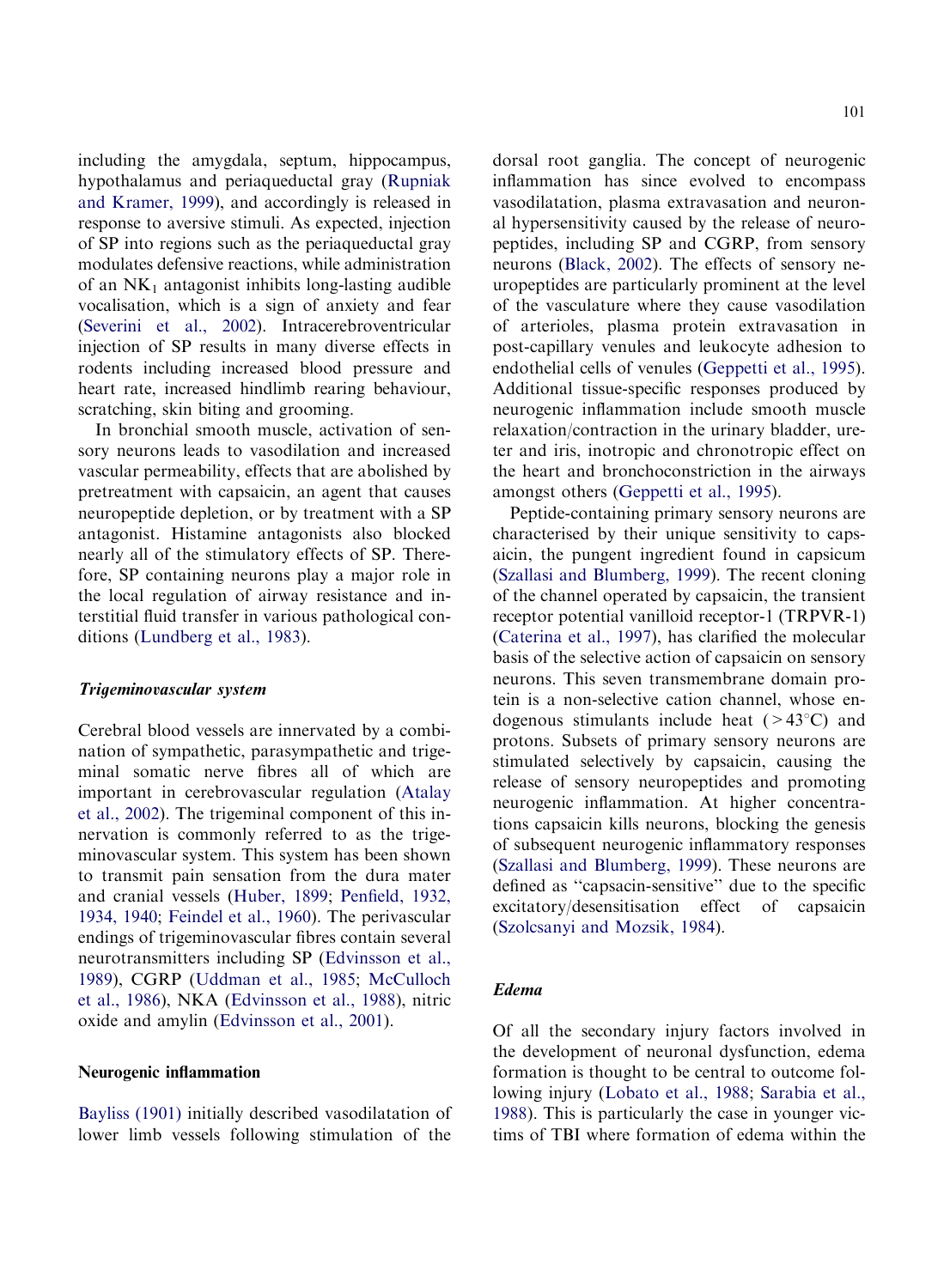including the amygdala, septum, hippocampus, hypothalamus and periaqueductal gray (Rupniak and Kramer, 1999), and accordingly is released in response to aversive stimuli. As expected, injection of SP into regions such as the periaqueductal gray modulates defensive reactions, while administration of an $NK_1$ antagonist inhibits long-lasting audible vocalisation, which is a sign of anxiety and fear (Severini et al., 2002). Intracerebroventricular injection of SP results in many diverse effects in rodents including increased blood pressure and heart rate, increased hindlimb rearing behaviour, scratching, skin biting and grooming.

In bronchial smooth muscle, activation of sensory neurons leads to vasodilation and increased vascular permeability, effects that are abolished by pretreatment with capsaicin, an agent that causes neuropeptide depletion, or by treatment with a SP antagonist. Histamine antagonists also blocked nearly all of the stimulatory effects of SP. Therefore, SP containing neurons play a major role in the local regulation of airway resistance and interstitial fluid transfer in various pathological conditions (Lundberg et al., 1983).

### *Trigeminovascular system*

Cerebral blood vessels are innervated by a combination of sympathetic, parasympathetic and trigeminal somatic nerve fibres all of which are important in cerebrovascular regulation (Atalay et al., 2002). The trigeminal component of this innervation is commonly referred to as the trigeminovascular system. This system has been shown to transmit pain sensation from the dura mater and cranial vessels (Huber, 1899; Penfield, 1932, 1934, 1940; Feindel et al., 1960). The perivascular endings of trigeminovascular fibres contain several neurotransmitters including SP (Edvinsson et al., 1989), CGRP (Uddman et al., 1985; McCulloch et al., 1986), NKA (Edvinsson et al., 1988), nitric oxide and amylin (Edvinsson et al., 2001).

## Neurogenic inflammation

Bayliss (1901) initially described vasodilatation of lower limb vessels following stimulation of the dorsal root ganglia. The concept of neurogenic inflammation has since evolved to encompass vasodilatation, plasma extravasation and neuronal hypersensitivity caused by the release of neuropeptides, including SP and CGRP, from sensory neurons (Black, 2002). The effects of sensory neuropeptides are particularly prominent at the level of the vasculature where they cause vasodilation of arterioles, plasma protein extravasation in post-capillary venules and leukocyte adhesion to endothelial cells of venules (Geppetti et al., 1995). Additional tissue-specific responses produced by neurogenic inflammation include smooth muscle relaxation/contraction in the urinary bladder, ureter and iris, inotropic and chronotropic effect on the heart and bronchoconstriction in the airways amongst others (Geppetti et al., 1995).

Peptide-containing primary sensory neurons are characterised by their unique sensitivity to capsaicin, the pungent ingredient found in capsicum (Szallasi and Blumberg, 1999). The recent cloning of the channel operated by capsaicin, the transient receptor potential vanilloid receptor-1 (TRPVR-1) (Caterina et al., 1997), has clarified the molecular basis of the selective action of capsaicin on sensory neurons. This seven transmembrane domain protein is a non-selective cation channel, whose endogenous stimulants include heat ($>43^{\circ}C$) and protons. Subsets of primary sensory neurons are stimulated selectively by capsaicin, causing the release of sensory neuropeptides and promoting neurogenic inflammation. At higher concentrations capsaicin kills neurons, blocking the genesis of subsequent neurogenic inflammatory responses (Szallasi and Blumberg, 1999). These neurons are defined as "capsacin-sensitive" due to the specific excitatory/desensitisation effect of capsaicin (Szolcsanyi and Mozsik, 1984).

### *Edema*

Of all the secondary injury factors involved in the development of neuronal dysfunction, edema formation is thought to be central to outcome following injury (Lobato et al., 1988; Sarabia et al., 1988). This is particularly the case in younger victims of TBI where formation of edema within the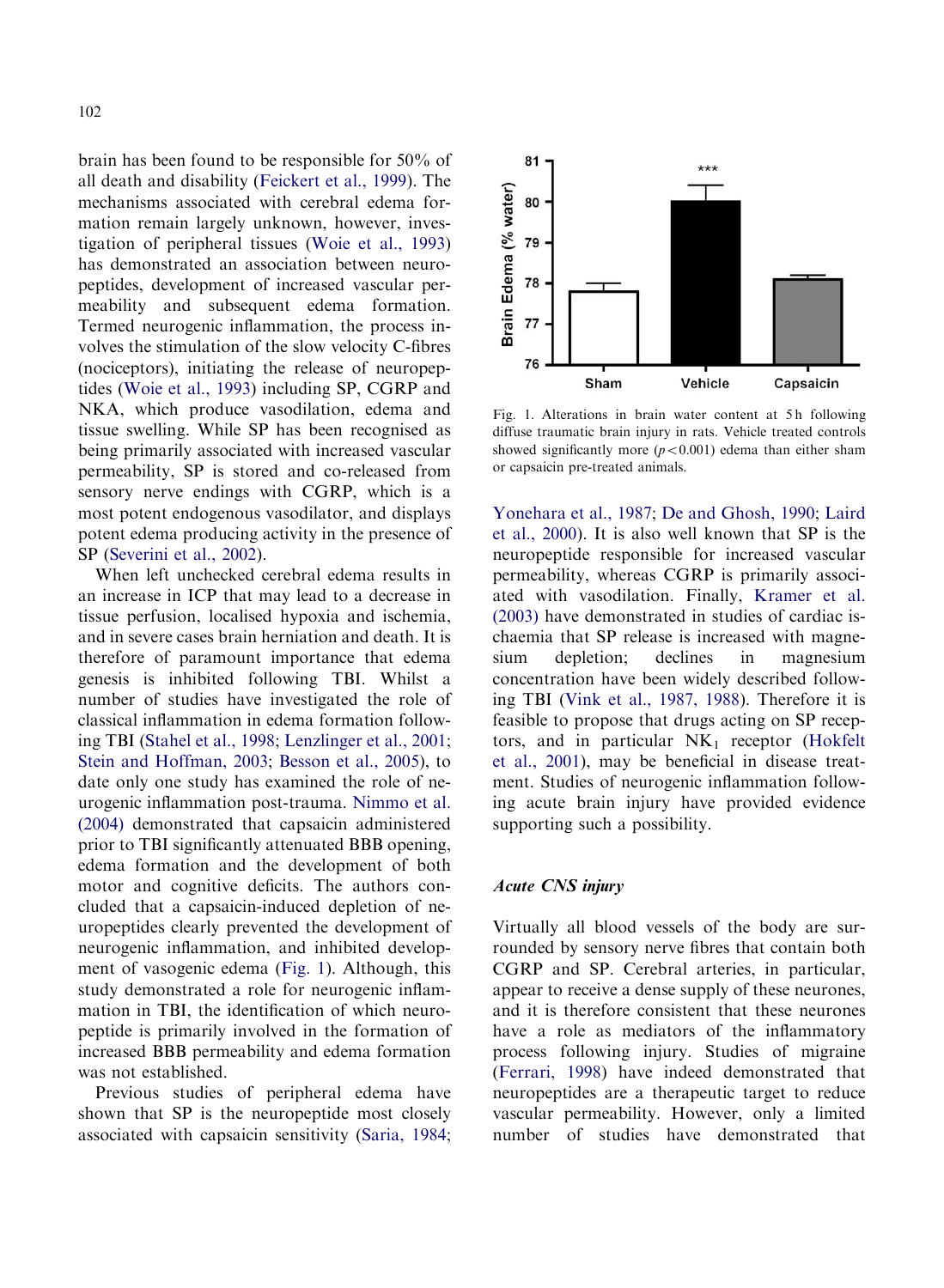brain has been found to be responsible for 50% of all death and disability (Feickert et al., 1999). The mechanisms associated with cerebral edema formation remain largely unknown, however, investigation of peripheral tissues (Woie et al., 1993) has demonstrated an association between neuropeptides, development of increased vascular permeability and subsequent edema formation. Termed neurogenic inflammation, the process involves the stimulation of the slow velocity C-fibres (nociceptors), initiating the release of neuropeptides (Woie et al., 1993) including SP, CGRP and NKA, which produce vasodilation, edema and tissue swelling. While SP has been recognised as being primarily associated with increased vascular permeability, SP is stored and co-released from sensory nerve endings with CGRP, which is a most potent endogenous vasodilator, and displays potent edema producing activity in the presence of SP (Severini et al., 2002).

When left unchecked cerebral edema results in an increase in ICP that may lead to a decrease in tissue perfusion, localised hypoxia and ischemia, and in severe cases brain herniation and death. It is therefore of paramount importance that edema genesis is inhibited following TBI. Whilst a number of studies have investigated the role of classical inflammation in edema formation following TBI (Stahel et al., 1998; Lenzlinger et al., 2001; Stein and Hoffman, 2003; Besson et al., 2005), to date only one study has examined the role of neurogenic inflammation post-trauma. Nimmo et al. (2004) demonstrated that capsaicin administered prior to TBI significantly attenuated BBB opening, edema formation and the development of both motor and cognitive deficits. The authors concluded that a capsaicin-induced depletion of neuropeptides clearly prevented the development of neurogenic inflammation, and inhibited development of vasogenic edema (Fig. 1). Although, this study demonstrated a role for neurogenic inflammation in TBI, the identification of which neuropeptide is primarily involved in the formation of increased BBB permeability and edema formation was not established.

Previous studies of peripheral edema have shown that SP is the neuropeptide most closely associated with capsaicin sensitivity (Saria, 1984; Yonehara et al., 1987; De and Ghosh, 1990; Laird et al., 2000). It is also well known that SP is the neuropeptide responsible for increased vascular permeability, whereas CGRP is primarily associated with vasodilation. Finally, Kramer et al. (2003) have demonstrated in studies of cardiac ischaemia that SP release is increased with magnesium depletion; declines in magnesium concentration have been widely described following TBI (Vink et al., 1987, 1988). Therefore it is feasible to propose that drugs acting on SP receptors, and in particular $NK_1$ receptor (Hokfelt et al., 2001), may be beneficial in disease treatment. Studies of neurogenic inflammation following acute brain injury have provided evidence supporting such a possibility.

Fig. 1. Alterations in brain water content at 5 h following diffuse traumatic brain injury in rats. Vehicle treated controls showed significantly more ($p < 0.001$) edema than either sham or capsaicin pre-treated animals.

### *Acute CNS injury*

Virtually all blood vessels of the body are surrounded by sensory nerve fibres that contain both CGRP and SP. Cerebral arteries, in particular, appear to receive a dense supply of these neurones, and it is therefore consistent that these neurones have a role as mediators of the inflammatory process following injury. Studies of migraine (Ferrari, 1998) have indeed demonstrated that neuropeptides are a therapeutic target to reduce vascular permeability. However, only a limited number of studies have demonstrated that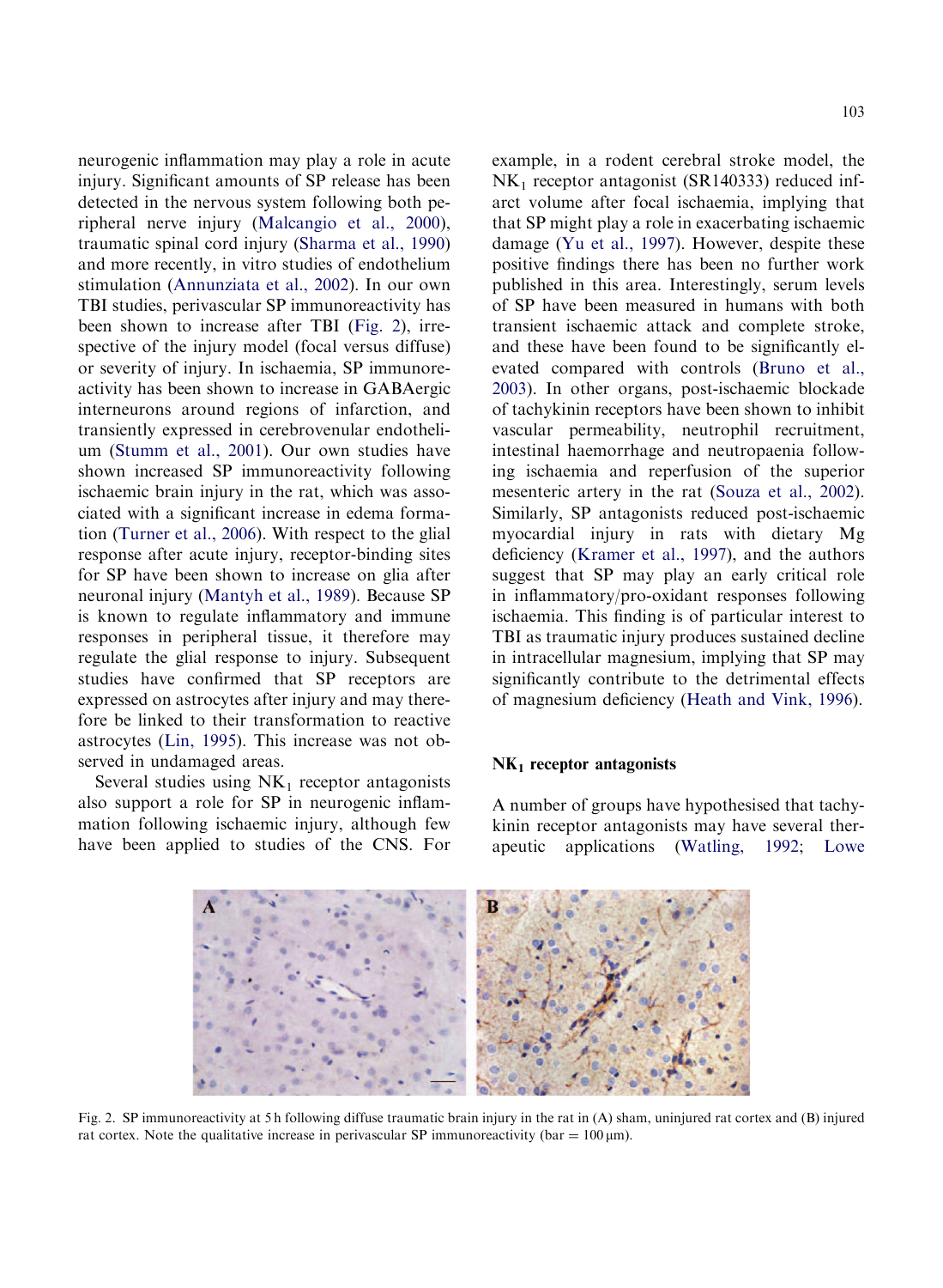neurogenic inflammation may play a role in acute injury. Significant amounts of SP release has been detected in the nervous system following both peripheral nerve injury (Malcangio et al., 2000), traumatic spinal cord injury (Sharma et al., 1990) and more recently, in vitro studies of endothelium stimulation (Annunziata et al., 2002). In our own TBI studies, perivascular SP immunoreactivity has been shown to increase after TBI (Fig. 2), irrespective of the injury model (focal versus diffuse) or severity of injury. In ischaemia, SP immunoreactivity has been shown to increase in GABAergic interneurons around regions of infarction, and transiently expressed in cerebrovenular endothelium (Stumm et al., 2001). Our own studies have shown increased SP immunoreactivity following ischaemic brain injury in the rat, which was associated with a significant increase in edema formation (Turner et al., 2006). With respect to the glial response after acute injury, receptor-binding sites for SP have been shown to increase on glia after neuronal injury (Mantyh et al., 1989). Because SP is known to regulate inflammatory and immune responses in peripheral tissue, it therefore may regulate the glial response to injury. Subsequent studies have confirmed that SP receptors are expressed on astrocytes after injury and may therefore be linked to their transformation to reactive astrocytes (Lin, 1995). This increase was not observed in undamaged areas.

Several studies using $NK_1$ receptor antagonists also support a role for SP in neurogenic inflammation following ischaemic injury, although few have been applied to studies of the CNS. For example, in a rodent cerebral stroke model, the $NK_1$ receptor antagonist (SR140333) reduced infarct volume after focal ischaemia, implying that that SP might play a role in exacerbating ischaemic damage (Yu et al., 1997). However, despite these positive findings there has been no further work published in this area. Interestingly, serum levels of SP have been measured in humans with both transient ischaemic attack and complete stroke, and these have been found to be significantly elevated compared with controls (Bruno et al., 2003). In other organs, post-ischaemic blockade of tachykinin receptors have been shown to inhibit vascular permeability, neutrophil recruitment, intestinal haemorrhage and neutropaenia following ischaemia and reperfusion of the superior mesenteric artery in the rat (Souza et al., 2002). Similarly, SP antagonists reduced post-ischaemic myocardial injury in rats with dietary Mg deficiency (Kramer et al., 1997), and the authors suggest that SP may play an early critical role in inflammatory/pro-oxidant responses following ischaemia. This finding is of particular interest to TBI as traumatic injury produces sustained decline in intracellular magnesium, implying that SP may significantly contribute to the detrimental effects of magnesium deficiency (Heath and Vink, 1996).

## $NK_1$ receptor antagonists

A number of groups have hypothesised that tachykinin receptor antagonists may have several therapeutic applications (Watling, 1992; Lowe

Fig. 2. SP immunoreactivity at 5 h following diffuse traumatic brain injury in the rat in (A) sham, uninjured rat cortex and (B) injured rat cortex. Note the qualitative increase in perivascular SP immunoreactivity (bar = 100 μm).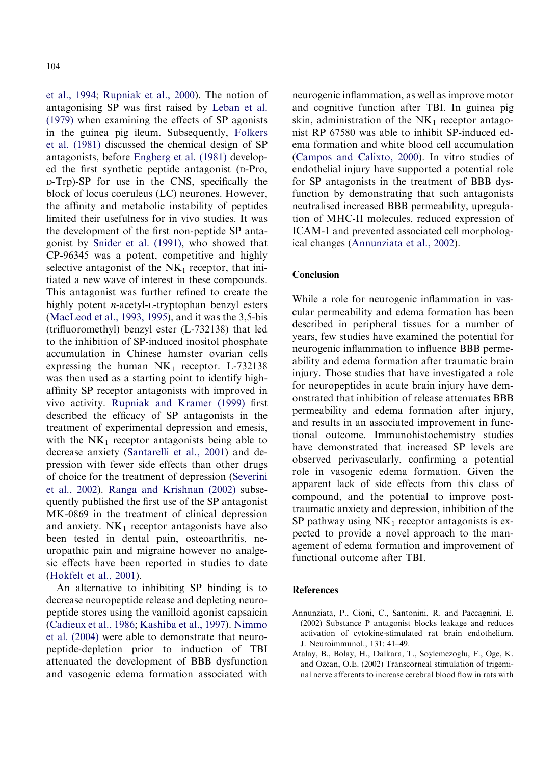et al., 1994; Rupniak et al., 2000). The notion of antagonising SP was first raised by Leban et al. (1979) when examining the effects of SP agonists in the guinea pig ileum. Subsequently, Folkers et al. (1981) discussed the chemical design of SP antagonists, before Engberg et al. (1981) developed the first synthetic peptide antagonist (D-Pro, D-Trp)-SP for use in the CNS, specifically the block of locus coeruleus (LC) neurones. However, the affinity and metabolic instability of peptides limited their usefulness for in vivo studies. It was the development of the first non-peptide SP antagonist by Snider et al. (1991), who showed that CP-96345 was a potent, competitive and highly selective antagonist of the $NK_1$ receptor, that initiated a new wave of interest in these compounds. This antagonist was further refined to create the highly potent *n*-acetyl-L-tryptophan benzyl esters (MacLeod et al., 1993, 1995), and it was the 3,5-bis (trifluoromethyl) benzyl ester (L-732138) that led to the inhibition of SP-induced inositol phosphate accumulation in Chinese hamster ovarian cells expressing the human $NK_1$ receptor. L-732138 was then used as a starting point to identify high-affinity SP receptor antagonists with improved in vivo activity. Rupniak and Kramer (1999) first described the efficacy of SP antagonists in the treatment of experimental depression and emesis, with the $NK_1$ receptor antagonists being able to decrease anxiety (Santarelli et al., 2001) and depression with fewer side effects than other drugs of choice for the treatment of depression (Severini et al., 2002). Ranga and Krishnan (2002) subsequently published the first use of the SP antagonist MK-0869 in the treatment of clinical depression and anxiety. $NK_1$ receptor antagonists have also been tested in dental pain, osteoarthritis, neuropathic pain and migraine however no analgesic effects have been reported in studies to date (Hokfelt et al., 2001).

An alternative to inhibiting SP binding is to decrease neuropeptide release and depleting neuropeptide stores using the vanilloid agonist capsaicin (Cadieux et al., 1986; Kashiba et al., 1997). Nimmo et al. (2004) were able to demonstrate that neuropeptide-depletion prior to induction of TBI attenuated the development of BBB dysfunction and vasogenic edema formation associated with neurogenic inflammation, as well as improve motor and cognitive function after TBI. In guinea pig skin, administration of the $NK_1$ receptor antagonist RP 67580 was able to inhibit SP-induced edema formation and white blood cell accumulation (Campos and Calixto, 2000). In vitro studies of endothelial injury have supported a potential role for SP antagonists in the treatment of BBB dysfunction by demonstrating that such antagonists neutralised increased BBB permeability, upregulation of MHC-II molecules, reduced expression of ICAM-1 and prevented associated cell morphological changes (Annunziata et al., 2002).

## Conclusion

While a role for neurogenic inflammation in vascular permeability and edema formation has been described in peripheral tissues for a number of years, few studies have examined the potential for neurogenic inflammation to influence BBB permeability and edema formation after traumatic brain injury. Those studies that have investigated a role for neuropeptides in acute brain injury have demonstrated that inhibition of release attenuates BBB permeability and edema formation after injury, and results in an associated improvement in functional outcome. Immunohistochemistry studies have demonstrated that increased SP levels are observed perivascularly, confirming a potential role in vasogenic edema formation. Given the apparent lack of side effects from this class of compound, and the potential to improve post-traumatic anxiety and depression, inhibition of the SP pathway using $NK_1$ receptor antagonists is expected to provide a novel approach to the management of edema formation and improvement of functional outcome after TBI.

## References

Annunziata, P., Cioni, C., Santonini, R. and Paccagnini, E. (2002) Substance P antagonist blocks leakage and reduces activation of cytokine-stimulated rat brain endothelium. J. Neuroimmunol., 131: 41–49.

Atalay, B., Bolay, H., Dalkara, T., Soylemezoglu, F., Oge, K. and Ozcan, O.E. (2002) Transcorneal stimulation of trigeminal nerve afferents to increase cerebral blood flow in rats with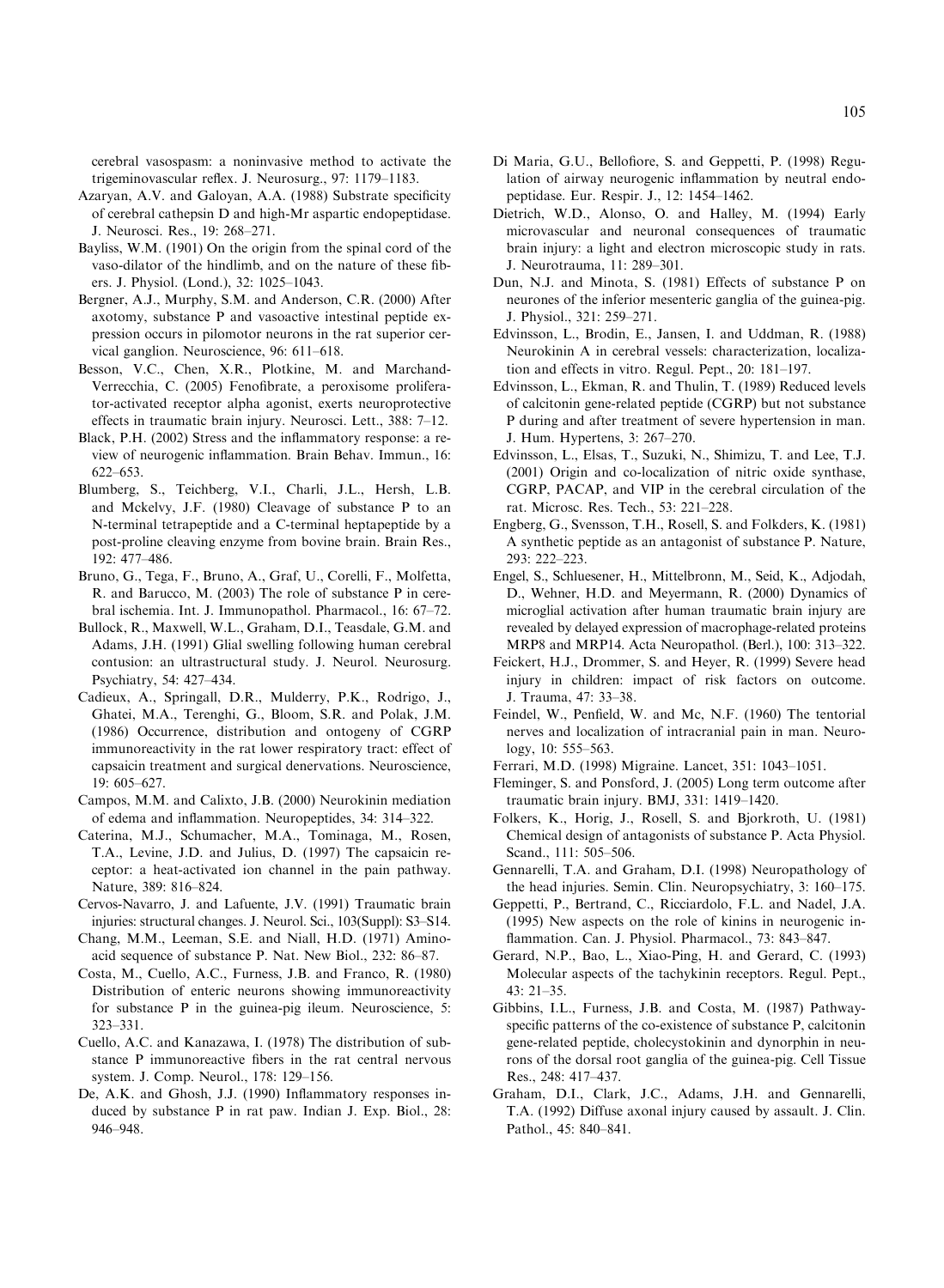cerebral vasospasm: a noninvasive method to activate the trigeminovascular reflex. J. Neurosurg., 97: 1179–1183.

Azaryan, A.V. and Galoyan, A.A. (1988) Substrate specificity of cerebral cathepsin D and high-Mr aspartic endopeptidase. J. Neurosci. Res., 19: 268–271.

Bayliss, W.M. (1901) On the origin from the spinal cord of the vaso-dilator of the hindlimb, and on the nature of these fibers. J. Physiol. (Lond.), 32: 1025–1043.

Bergner, A.J., Murphy, S.M. and Anderson, C.R. (2000) After axotomy, substance P and vasoactive intestinal peptide expression occurs in pilomotor neurons in the rat superior cervical ganglion. Neuroscience, 96: 611–618.

Besson, V.C., Chen, X.R., Plotkine, M. and Marchand-Verrecchia, C. (2005) Fenofibrate, a peroxisome proliferator-activated receptor alpha agonist, exerts neuroprotective effects in traumatic brain injury. Neurosci. Lett., 388: 7–12.

Black, P.H. (2002) Stress and the inflammatory response: a review of neurogenic inflammation. Brain Behav. Immun., 16: 622–653.

Blumberg, S., Teichberg, V.I., Charli, J.L., Hersh, L.B. and Mckelvy, J.F. (1980) Cleavage of substance P to an N-terminal tetrapeptide and a C-terminal heptapeptide by a post-proline cleaving enzyme from bovine brain. Brain Res., 192: 477–486.

Bruno, G., Tega, F., Bruno, A., Graf, U., Corelli, F., Molfetta, R. and Barucco, M. (2003) The role of substance P in cerebral ischemia. Int. J. Immunopathol. Pharmacol., 16: 67–72.

Bullock, R., Maxwell, W.L., Graham, D.I., Teasdale, G.M. and Adams, J.H. (1991) Glial swelling following human cerebral contusion: an ultrastructural study. J. Neurol. Neurosurg. Psychiatry, 54: 427–434.

Cadieux, A., Springall, D.R., Mulderry, P.K., Rodrigo, J., Ghatei, M.A., Terenghi, G., Bloom, S.R. and Polak, J.M. (1986) Occurrence, distribution and ontogeny of CGRP immunoreactivity in the rat lower respiratory tract: effect of capsaicin treatment and surgical denervations. Neuroscience, 19: 605–627.

Campos, M.M. and Calixto, J.B. (2000) Neurokinin mediation of edema and inflammation. Neuropeptides, 34: 314–322.

Caterina, M.J., Schumacher, M.A., Tominaga, M., Rosen, T.A., Levine, J.D. and Julius, D. (1997) The capsaicin receptor: a heat-activated ion channel in the pain pathway. Nature, 389: 816–824.

Cervos-Navarro, J. and Lafuente, J.V. (1991) Traumatic brain injuries: structural changes. J. Neurol. Sci., 103(Suppl): S3–S14.

Chang, M.M., Leeman, S.E. and Niall, H.D. (1971) Amino-acid sequence of substance P. Nat. New Biol., 232: 86–87.

Costa, M., Cuello, A.C., Furness, J.B. and Franco, R. (1980) Distribution of enteric neurons showing immunoreactivity for substance P in the guinea-pig ileum. Neuroscience, 5: 323–331.

Cuello, A.C. and Kanazawa, I. (1978) The distribution of substance P immunoreactive fibers in the rat central nervous system. J. Comp. Neurol., 178: 129–156.

De, A.K. and Ghosh, J.J. (1990) Inflammatory responses induced by substance P in rat paw. Indian J. Exp. Biol., 28: 946–948.

Di Maria, G.U., Bellofiore, S. and Geppetti, P. (1998) Regulation of airway neurogenic inflammation by neutral endopeptidase. Eur. Respir. J., 12: 1454–1462.

Dietrich, W.D., Alonso, O. and Halley, M. (1994) Early microvascular and neuronal consequences of traumatic brain injury: a light and electron microscopic study in rats. J. Neurotrauma, 11: 289–301.

Dun, N.J. and Minota, S. (1981) Effects of substance P on neurones of the inferior mesenteric ganglia of the guinea-pig. J. Physiol., 321: 259–271.

Edvinsson, L., Brodin, E., Jansen, I. and Uddman, R. (1988) Neurokinin A in cerebral vessels: characterization, localization and effects in vitro. Regul. Pept., 20: 181–197.

Edvinsson, L., Ekman, R. and Thulin, T. (1989) Reduced levels of calcitonin gene-related peptide (CGRP) but not substance P during and after treatment of severe hypertension in man. J. Hum. Hypertens, 3: 267–270.

Edvinsson, L., Elsas, T., Suzuki, N., Shimizu, T. and Lee, T.J. (2001) Origin and co-localization of nitric oxide synthase, CGRP, PACAP, and VIP in the cerebral circulation of the rat. Microsc. Res. Tech., 53: 221–228.

Engberg, G., Svensson, T.H., Rosell, S. and Folkders, K. (1981) A synthetic peptide as an antagonist of substance P. Nature, 293: 222–223.

Engel, S., Schluesener, H., Mittelbronn, M., Seid, K., Adjodah, D., Wehner, H.D. and Meyermann, R. (2000) Dynamics of microglial activation after human traumatic brain injury are revealed by delayed expression of macrophage-related proteins MRP8 and MRP14. Acta Neuropathol. (Berl.), 100: 313–322.

Feickert, H.J., Drommer, S. and Heyer, R. (1999) Severe head injury in children: impact of risk factors on outcome. J. Trauma, 47: 33–38.

Feindel, W., Penfield, W. and Mc, N.F. (1960) The tentorial nerves and localization of intracranial pain in man. Neurology, 10: 555–563.

Ferrari, M.D. (1998) Migraine. Lancet, 351: 1043–1051.

Fleminger, S. and Ponsford, J. (2005) Long term outcome after traumatic brain injury. BMJ, 331: 1419–1420.

Folkers, K., Horig, J., Rosell, S. and Bjorkroth, U. (1981) Chemical design of antagonists of substance P. Acta Physiol. Scand., 111: 505–506.

Gennarelli, T.A. and Graham, D.I. (1998) Neuropathology of the head injuries. Semin. Clin. Neuropsychiatry, 3: 160–175.

Geppetti, P., Bertrand, C., Ricciardolo, F.L. and Nadel, J.A. (1995) New aspects on the role of kinins in neurogenic inflammation. Can. J. Physiol. Pharmacol., 73: 843–847.

Gerard, N.P., Bao, L., Xiao-Ping, H. and Gerard, C. (1993) Molecular aspects of the tachykinin receptors. Regul. Pept., 43: 21–35.

Gibbins, I.L., Furness, J.B. and Costa, M. (1987) Pathway-specific patterns of the co-existence of substance P, calcitonin gene-related peptide, cholecystokinin and dynorphin in neurons of the dorsal root ganglia of the guinea-pig. Cell Tissue Res., 248: 417–437.

Graham, D.I., Clark, J.C., Adams, J.H. and Gennarelli, T.A. (1992) Diffuse axonal injury caused by assault. J. Clin. Pathol., 45: 840–841.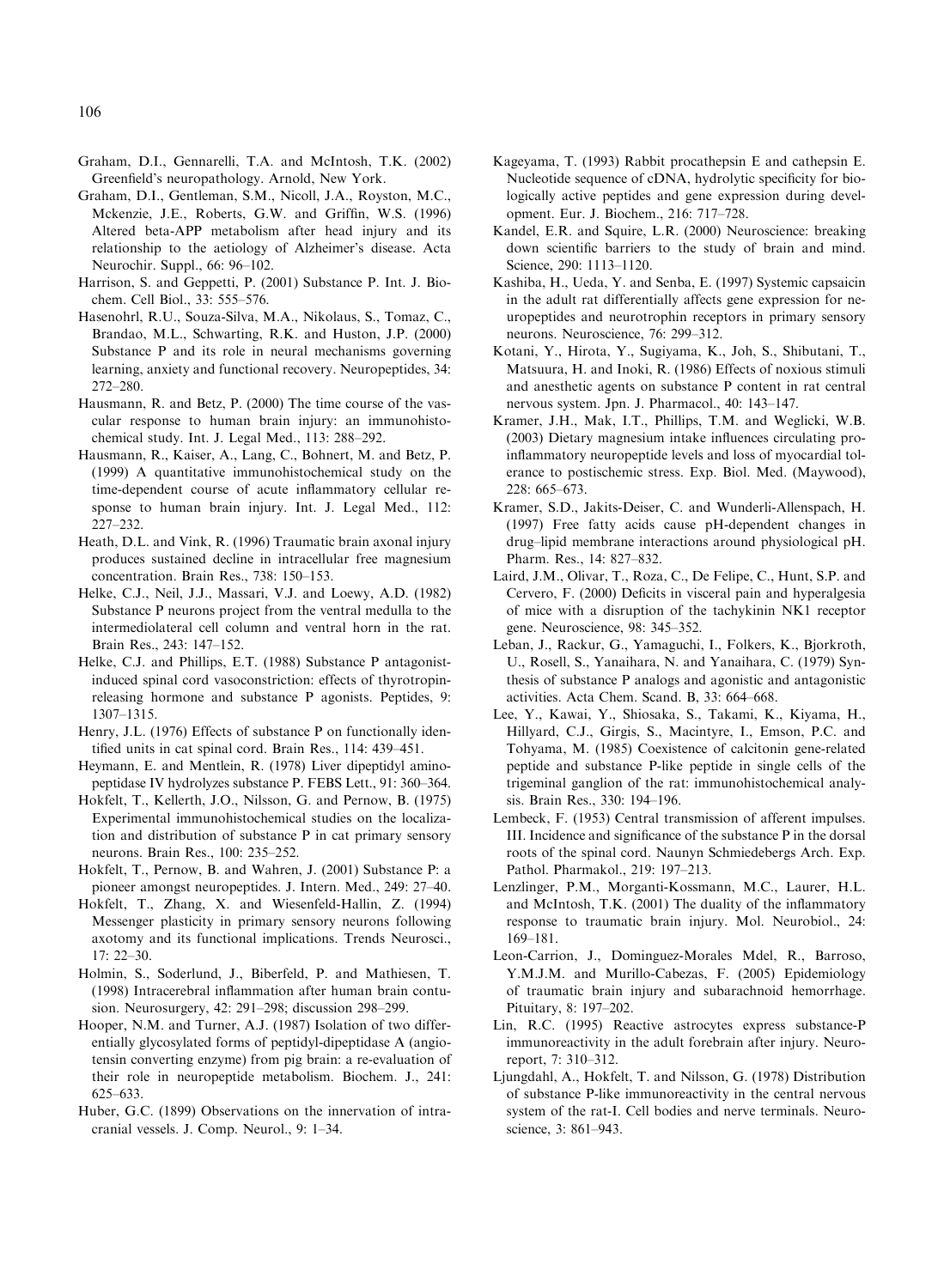Graham, D.I., Gennarelli, T.A. and McIntosh, T.K. (2002) Greenfield's neuropathology. Arnold, New York.

Graham, D.I., Gentleman, S.M., Nicoll, J.A., Royston, M.C., Mckenzie, J.E., Roberts, G.W. and Griffin, W.S. (1996) Altered beta-APP metabolism after head injury and its relationship to the aetiology of Alzheimer's disease. Acta Neurochir. Suppl., 66: 96–102.

Harrison, S. and Geppetti, P. (2001) Substance P. Int. J. Biochem. Cell Biol., 33: 555–576.

Hasenohrl, R.U., Souza-Silva, M.A., Nikolaus, S., Tomaz, C., Brandao, M.L., Schwarting, R.K. and Huston, J.P. (2000) Substance P and its role in neural mechanisms governing learning, anxiety and functional recovery. Neuropeptides, 34: 272–280.

Hausmann, R. and Betz, P. (2000) The time course of the vascular response to human brain injury: an immunohistochemical study. Int. J. Legal Med., 113: 288–292.

Hausmann, R., Kaiser, A., Lang, C., Bohnert, M. and Betz, P. (1999) A quantitative immunohistochemical study on the time-dependent course of acute inflammatory cellular response to human brain injury. Int. J. Legal Med., 112: 227–232.

Heath, D.L. and Vink, R. (1996) Traumatic brain axonal injury produces sustained decline in intracellular free magnesium concentration. Brain Res., 738: 150–153.

Helke, C.J., Neil, J.J., Massari, V.J. and Loewy, A.D. (1982) Substance P neurons project from the ventral medulla to the intermediolateral cell column and ventral horn in the rat. Brain Res., 243: 147–152.

Helke, C.J. and Phillips, E.T. (1988) Substance P antagonist-induced spinal cord vasoconstriction: effects of thyrotropin-releasing hormone and substance P agonists. Peptides, 9: 1307–1315.

Henry, J.L. (1976) Effects of substance P on functionally identified units in cat spinal cord. Brain Res., 114: 439–451.

Heymann, E. and Mentlein, R. (1978) Liver dipeptidyl aminopeptidase IV hydrolyzes substance P. FEBS Lett., 91: 360–364.

Hokfelt, T., Kellerth, J.O., Nilsson, G. and Pernow, B. (1975) Experimental immunohistochemical studies on the localization and distribution of substance P in cat primary sensory neurons. Brain Res., 100: 235–252.

Hokfelt, T., Pernow, B. and Wahren, J. (2001) Substance P: a pioneer amongst neuropeptides. J. Intern. Med., 249: 27–40.

Hokfelt, T., Zhang, X. and Wiesenfeld-Hallin, Z. (1994) Messenger plasticity in primary sensory neurons following axotomy and its functional implications. Trends Neurosci., 17: 22–30.

Holmin, S., Soderlund, J., Biberfeld, P. and Mathiesen, T. (1998) Intracerebral inflammation after human brain contusion. Neurosurgery, 42: 291–298; discussion 298–299.

Hooper, N.M. and Turner, A.J. (1987) Isolation of two differentially glycosylated forms of peptidyl-dipeptidase A (angiotensin converting enzyme) from pig brain: a re-evaluation of their role in neuropeptide metabolism. Biochem. J., 241: 625–633.

Huber, G.C. (1899) Observations on the innervation of intracranial vessels. J. Comp. Neurol., 9: 1–34.

Kageyama, T. (1993) Rabbit procathepsin E and cathepsin E. Nucleotide sequence of cDNA, hydrolytic specificity for biologically active peptides and gene expression during development. Eur. J. Biochem., 216: 717–728.

Kandel, E.R. and Squire, L.R. (2000) Neuroscience: breaking down scientific barriers to the study of brain and mind. Science, 290: 1113–1120.

Kashiba, H., Ueda, Y. and Senba, E. (1997) Systemic capsaicin in the adult rat differentially affects gene expression for neuropeptides and neurotrophin receptors in primary sensory neurons. Neuroscience, 76: 299–312.

Kotani, Y., Hirota, Y., Sugiyama, K., Joh, S., Shibutani, T., Matsuura, H. and Inoki, R. (1986) Effects of noxious stimuli and anesthetic agents on substance P content in rat central nervous system. Jpn. J. Pharmacol., 40: 143–147.

Kramer, J.H., Mak, I.T., Phillips, T.M. and Weglicki, W.B. (2003) Dietary magnesium intake influences circulating pro-inflammatory neuropeptide levels and loss of myocardial tolerance to postischemic stress. Exp. Biol. Med. (Maywood), 228: 665–673.

Kramer, S.D., Jakits-Deiser, C. and Wunderli-Allenspach, H. (1997) Free fatty acids cause pH-dependent changes in drug–lipid membrane interactions around physiological pH. Pharm. Res., 14: 827–832.

Laird, J.M., Olivar, T., Roza, C., De Felipe, C., Hunt, S.P. and Cervero, F. (2000) Deficits in visceral pain and hyperalgesia of mice with a disruption of the tachykinin NK1 receptor gene. Neuroscience, 98: 345–352.

Leban, J., Rackur, G., Yamaguchi, I., Folkers, K., Bjorkroth, U., Rosell, S., Yanaihara, N. and Yanaihara, C. (1979) Synthesis of substance P analogs and agonistic and antagonistic activities. Acta Chem. Scand. B, 33: 664–668.

Lee, Y., Kawai, Y., Shiosaka, S., Takami, K., Kiyama, H., Hillyard, C.J., Girgis, S., Macintyre, I., Emson, P.C. and Tohyama, M. (1985) Coexistence of calcitonin gene-related peptide and substance P-like peptide in single cells of the trigeminal ganglion of the rat: immunohistochemical analysis. Brain Res., 330: 194–196.

Lembeck, F. (1953) Central transmission of afferent impulses. III. Incidence and significance of the substance P in the dorsal roots of the spinal cord. Naunyn Schmiedebergs Arch. Exp. Pathol. Pharmakol., 219: 197–213.

Lenzlinger, P.M., Morganti-Kossmann, M.C., Laurer, H.L. and McIntosh, T.K. (2001) The duality of the inflammatory response to traumatic brain injury. Mol. Neurobiol., 24: 169–181.

Leon-Carrion, J., Dominguez-Morales Mdel, R., Barroso, Y.M.J.M. and Murillo-Cabezas, F. (2005) Epidemiology of traumatic brain injury and subarachnoid hemorrhage. Pituitary, 8: 197–202.

Lin, R.C. (1995) Reactive astrocytes express substance-P immunoreactivity in the adult forebrain after injury. Neuroreport, 7: 310–312.

Ljungdahl, A., Hokfelt, T. and Nilsson, G. (1978) Distribution of substance P-like immunoreactivity in the central nervous system of the rat-I. Cell bodies and nerve terminals. Neuroscience, 3: 861–943.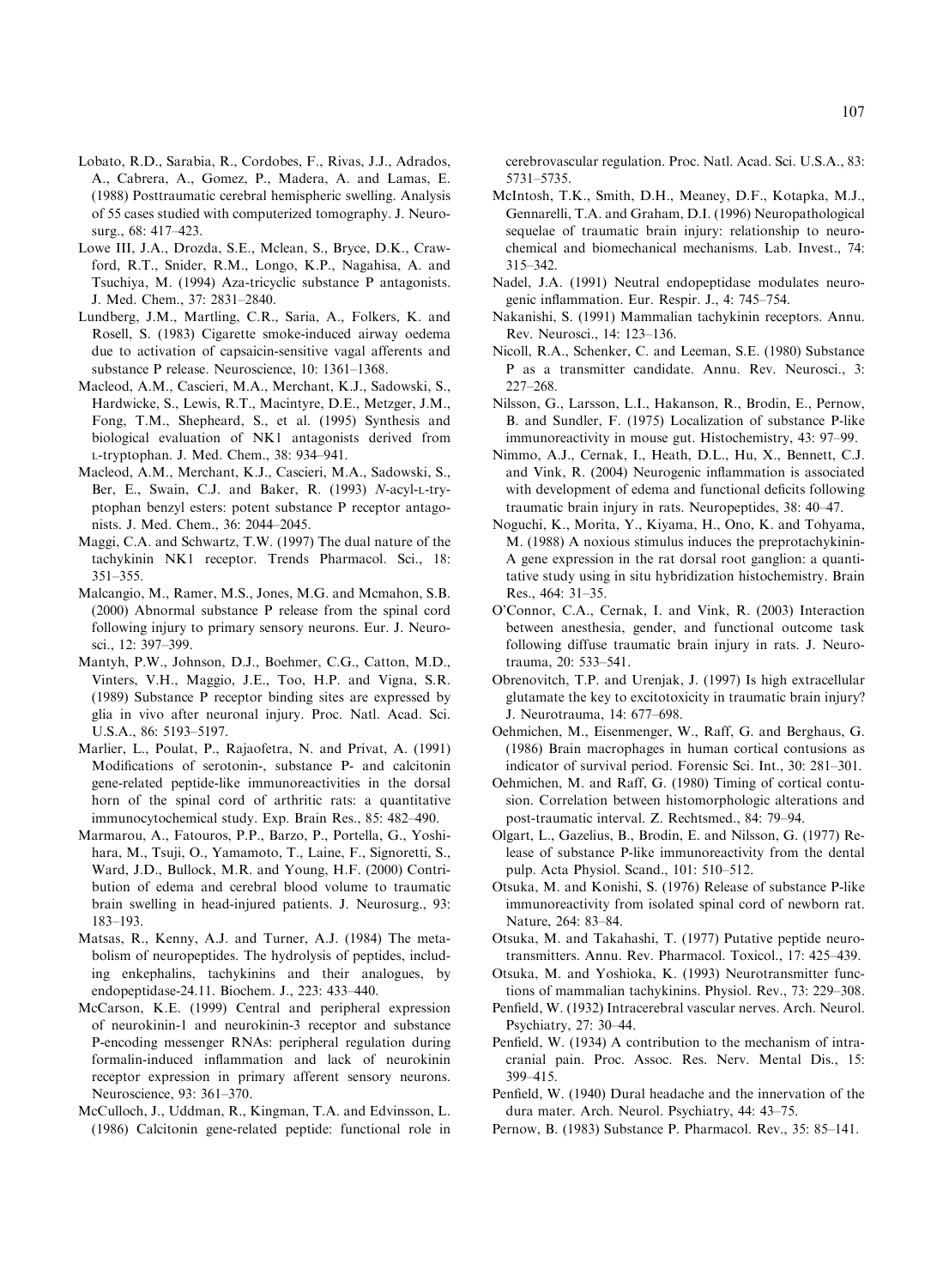Lobato, R.D., Sarabia, R., Cordobes, F., Rivas, J.J., Adrados, A., Cabrera, A., Gomez, P., Madera, A. and Lamas, E. (1988) Posttraumatic cerebral hemispheric swelling. Analysis of 55 cases studied with computerized tomography. J. Neurosurg., 68: 417–423.

Lowe III, J.A., Drozda, S.E., Mclean, S., Bryce, D.K., Crawford, R.T., Snider, R.M., Longo, K.P., Nagahisa, A. and Tsuchiya, M. (1994) Aza-tricyclic substance P antagonists. J. Med. Chem., 37: 2831–2840.

Lundberg, J.M., Martling, C.R., Saria, A., Folkers, K. and Rosell, S. (1983) Cigarette smoke-induced airway oedema due to activation of capsaicin-sensitive vagal afferents and substance P release. Neuroscience, 10: 1361–1368.

Macleod, A.M., Cascieri, M.A., Merchant, K.J., Sadowski, S., Hardwicke, S., Lewis, R.T., Macintyre, D.E., Metzger, J.M., Fong, T.M., Shepheard, S., et al. (1995) Synthesis and biological evaluation of NK1 antagonists derived from L-tryptophan. J. Med. Chem., 38: 934–941.

Macleod, A.M., Merchant, K.J., Cascieri, M.A., Sadowski, S., Ber, E., Swain, C.J. and Baker, R. (1993) *N*-acyl-L-tryptophan benzyl esters: potent substance P receptor antagonists. J. Med. Chem., 36: 2044–2045.

Maggi, C.A. and Schwartz, T.W. (1997) The dual nature of the tachykinin NK1 receptor. Trends Pharmacol. Sci., 18: 351–355.

Malcangio, M., Ramer, M.S., Jones, M.G. and Mcmahon, S.B. (2000) Abnormal substance P release from the spinal cord following injury to primary sensory neurons. Eur. J. Neurosci., 12: 397–399.

Mantyh, P.W., Johnson, D.J., Boehmer, C.G., Catton, M.D., Vinters, V.H., Maggio, J.E., Too, H.P. and Vigna, S.R. (1989) Substance P receptor binding sites are expressed by glia in vivo after neuronal injury. Proc. Natl. Acad. Sci. U.S.A., 86: 5193–5197.

Marlier, L., Poulat, P., Rajaofetra, N. and Privat, A. (1991) Modifications of serotonin-, substance P- and calcitonin gene-related peptide-like immunoreactivities in the dorsal horn of the spinal cord of arthritic rats: a quantitative immunocytochemical study. Exp. Brain Res., 85: 482–490.

Marmarou, A., Fatouros, P.P., Barzo, P., Portella, G., Yoshihara, M., Tsuji, O., Yamamoto, T., Laine, F., Signoretti, S., Ward, J.D., Bullock, M.R. and Young, H.F. (2000) Contribution of edema and cerebral blood volume to traumatic brain swelling in head-injured patients. J. Neurosurg., 93: 183–193.

Matsas, R., Kenny, A.J. and Turner, A.J. (1984) The metabolism of neuropeptides. The hydrolysis of peptides, including enkephalins, tachykinins and their analogues, by endopeptidase-24.11. Biochem. J., 223: 433–440.

McCarson, K.E. (1999) Central and peripheral expression of neurokinin-1 and neurokinin-3 receptor and substance P-encoding messenger RNAs: peripheral regulation during formalin-induced inflammation and lack of neurokinin receptor expression in primary afferent sensory neurons. Neuroscience, 93: 361–370.

McCulloch, J., Uddman, R., Kingman, T.A. and Edvinsson, L. (1986) Calcitonin gene-related peptide: functional role in cerebrovascular regulation. Proc. Natl. Acad. Sci. U.S.A., 83: 5731–5735.

McIntosh, T.K., Smith, D.H., Meaney, D.F., Kotapka, M.J., Gennarelli, T.A. and Graham, D.I. (1996) Neuropathological sequelae of traumatic brain injury: relationship to neurochemical and biomechanical mechanisms. Lab. Invest., 74: 315–342.

Nadel, J.A. (1991) Neutral endopeptidase modulates neurogenic inflammation. Eur. Respir. J., 4: 745–754.

Nakanishi, S. (1991) Mammalian tachykinin receptors. Annu. Rev. Neurosci., 14: 123–136.

Nicoll, R.A., Schenker, C. and Leeman, S.E. (1980) Substance P as a transmitter candidate. Annu. Rev. Neurosci., 3: 227–268.

Nilsson, G., Larsson, L.I., Hakanson, R., Brodin, E., Pernow, B. and Sundler, F. (1975) Localization of substance P-like immunoreactivity in mouse gut. Histochemistry, 43: 97–99.

Nimmo, A.J., Cernak, I., Heath, D.L., Hu, X., Bennett, C.J. and Vink, R. (2004) Neurogenic inflammation is associated with development of edema and functional deficits following traumatic brain injury in rats. Neuropeptides, 38: 40–47.

Noguchi, K., Morita, Y., Kiyama, H., Ono, K. and Tohyama, M. (1988) A noxious stimulus induces the preprotachykinin-A gene expression in the rat dorsal root ganglion: a quantitative study using in situ hybridization histochemistry. Brain Res., 464: 31–35.

O'Connor, C.A., Cernak, I. and Vink, R. (2003) Interaction between anesthesia, gender, and functional outcome task following diffuse traumatic brain injury in rats. J. Neurotrauma, 20: 533–541.

Obrenovitch, T.P. and Urenjak, J. (1997) Is high extracellular glutamate the key to excitotoxicity in traumatic brain injury? J. Neurotrauma, 14: 677–698.

Oehmichen, M., Eisenmenger, W., Raff, G. and Berghaus, G. (1986) Brain macrophages in human cortical contusions as indicator of survival period. Forensic Sci. Int., 30: 281–301.

Oehmichen, M. and Raff, G. (1980) Timing of cortical contusion. Correlation between histomorphologic alterations and post-traumatic interval. Z. Rechtsmed., 84: 79–94.

Olgart, L., Gazelius, B., Brodin, E. and Nilsson, G. (1977) Release of substance P-like immunoreactivity from the dental pulp. Acta Physiol. Scand., 101: 510–512.

Otsuka, M. and Konishi, S. (1976) Release of substance P-like immunoreactivity from isolated spinal cord of newborn rat. Nature, 264: 83–84.

Otsuka, M. and Takahashi, T. (1977) Putative peptide neurotransmitters. Annu. Rev. Pharmacol. Toxicol., 17: 425–439.

Otsuka, M. and Yoshioka, K. (1993) Neurotransmitter functions of mammalian tachykinins. Physiol. Rev., 73: 229–308.

Penfield, W. (1932) Intracerebral vascular nerves. Arch. Neurol. Psychiatry, 27: 30–44.

Penfield, W. (1934) A contribution to the mechanism of intracranial pain. Proc. Assoc. Res. Nerv. Mental Dis., 15: 399–415.

Penfield, W. (1940) Dural headache and the innervation of the dura mater. Arch. Neurol. Psychiatry, 44: 43–75.

Pernow, B. (1983) Substance P. Pharmacol. Rev., 35: 85–141.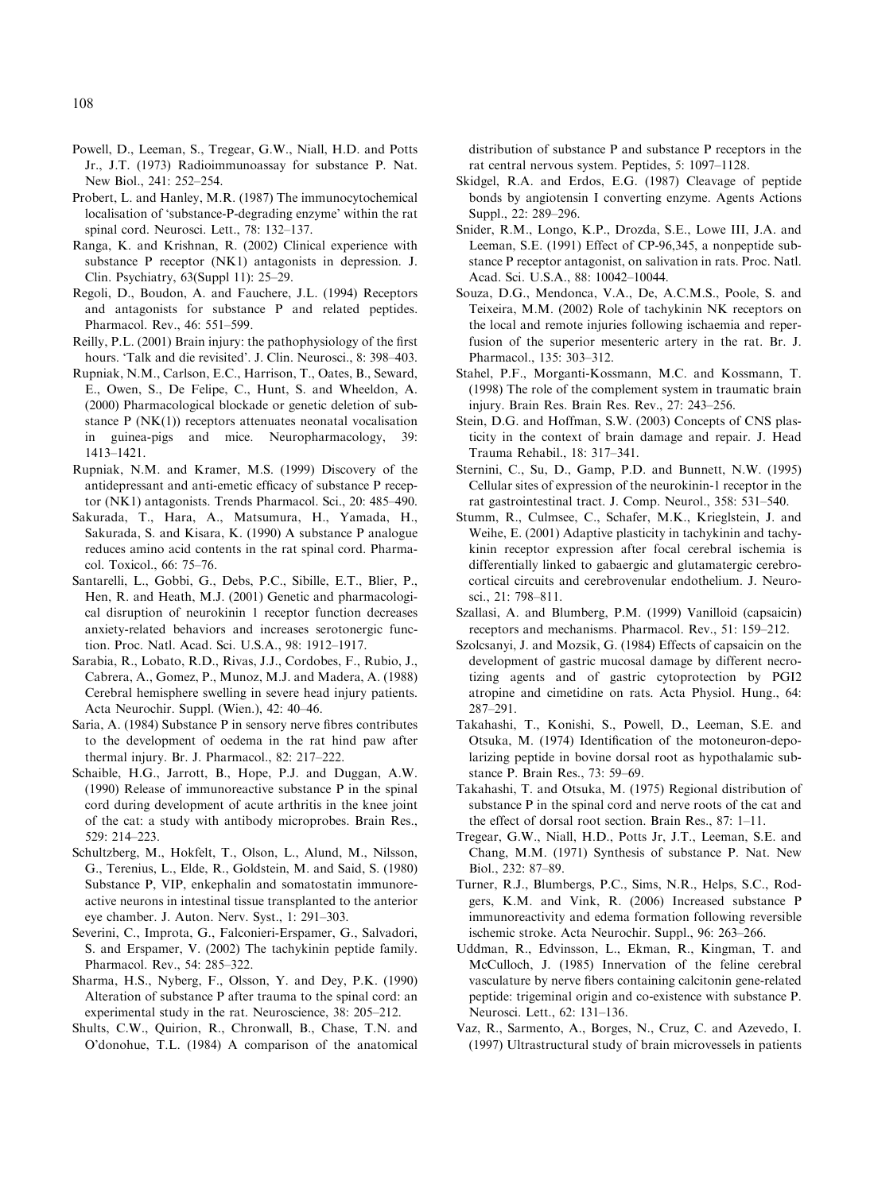Powell, D., Leeman, S., Tregear, G.W., Niall, H.D. and Potts Jr., J.T. (1973) Radioimmunoassay for substance P. Nat. New Biol., 241: 252–254.

Probert, L. and Hanley, M.R. (1987) The immunocytochemical localisation of 'substance-P-degrading enzyme' within the rat spinal cord. Neurosci. Lett., 78: 132–137.

Ranga, K. and Krishnan, R. (2002) Clinical experience with substance P receptor (NK1) antagonists in depression. J. Clin. Psychiatry, 63(Suppl 11): 25–29.

Regoli, D., Boudon, A. and Fauchere, J.L. (1994) Receptors and antagonists for substance P and related peptides. Pharmacol. Rev., 46: 551–599.

Reilly, P.L. (2001) Brain injury: the pathophysiology of the first hours. 'Talk and die revisited'. J. Clin. Neurosci., 8: 398–403.

Rupniak, N.M., Carlson, E.C., Harrison, T., Oates, B., Seward, E., Owen, S., De Felipe, C., Hunt, S. and Wheeldon, A. (2000) Pharmacological blockade or genetic deletion of substance P (NK(1)) receptors attenuates neonatal vocalisation in guinea-pigs and mice. Neuropharmacology, 39: 1413–1421.

Rupniak, N.M. and Kramer, M.S. (1999) Discovery of the antidepressant and anti-emetic efficacy of substance P receptor (NK1) antagonists. Trends Pharmacol. Sci., 20: 485–490.

Sakurada, T., Hara, A., Matsumura, H., Yamada, H., Sakurada, S. and Kisara, K. (1990) A substance P analogue reduces amino acid contents in the rat spinal cord. Pharmacol. Toxicol., 66: 75–76.

Santarelli, L., Gobbi, G., Debs, P.C., Sibille, E.T., Blier, P., Hen, R. and Heath, M.J. (2001) Genetic and pharmacological disruption of neurokinin 1 receptor function decreases anxiety-related behaviors and increases serotonergic function. Proc. Natl. Acad. Sci. U.S.A., 98: 1912–1917.

Sarabia, R., Lobato, R.D., Rivas, J.J., Cordobes, F., Rubio, J., Cabrera, A., Gomez, P., Munoz, M.J. and Madera, A. (1988) Cerebral hemisphere swelling in severe head injury patients. Acta Neurochir. Suppl. (Wien.), 42: 40–46.

Saria, A. (1984) Substance P in sensory nerve fibres contributes to the development of oedema in the rat hind paw after thermal injury. Br. J. Pharmacol., 82: 217–222.

Schaible, H.G., Jarrott, B., Hope, P.J. and Duggan, A.W. (1990) Release of immunoreactive substance P in the spinal cord during development of acute arthritis in the knee joint of the cat: a study with antibody microprobes. Brain Res., 529: 214–223.

Schultzberg, M., Hokfelt, T., Olson, L., Alund, M., Nilsson, G., Terenius, L., Elde, R., Goldstein, M. and Said, S. (1980) Substance P, VIP, enkephalin and somatostatin immunoreactive neurons in intestinal tissue transplanted to the anterior eye chamber. J. Auton. Nerv. Syst., 1: 291–303.

Severini, C., Improta, G., Falconieri-Erspamer, G., Salvadori, S. and Erspamer, V. (2002) The tachykinin peptide family. Pharmacol. Rev., 54: 285–322.

Sharma, H.S., Nyberg, F., Olsson, Y. and Dey, P.K. (1990) Alteration of substance P after trauma to the spinal cord: an experimental study in the rat. Neuroscience, 38: 205–212.

Shults, C.W., Quirion, R., Chronwall, B., Chase, T.N. and O'donohue, T.L. (1984) A comparison of the anatomical distribution of substance P and substance P receptors in the rat central nervous system. Peptides, 5: 1097–1128.

Skidgel, R.A. and Erdos, E.G. (1987) Cleavage of peptide bonds by angiotensin I converting enzyme. Agents Actions Suppl., 22: 289–296.

Snider, R.M., Longo, K.P., Drozda, S.E., Lowe III, J.A. and Leeman, S.E. (1991) Effect of CP-96,345, a nonpeptide substance P receptor antagonist, on salivation in rats. Proc. Natl. Acad. Sci. U.S.A., 88: 10042–10044.

Souza, D.G., Mendonca, V.A., De, A.C.M.S., Poole, S. and Teixeira, M.M. (2002) Role of tachykinin NK receptors on the local and remote injuries following ischaemia and reperfusion of the superior mesenteric artery in the rat. Br. J. Pharmacol., 135: 303–312.

Stahel, P.F., Morganti-Kossmann, M.C. and Kossmann, T. (1998) The role of the complement system in traumatic brain injury. Brain Res. Brain Res. Rev., 27: 243–256.

Stein, D.G. and Hoffman, S.W. (2003) Concepts of CNS plasticity in the context of brain damage and repair. J. Head Trauma Rehabil., 18: 317–341.

Sternini, C., Su, D., Gamp, P.D. and Bunnett, N.W. (1995) Cellular sites of expression of the neurokinin-1 receptor in the rat gastrointestinal tract. J. Comp. Neurol., 358: 531–540.

Stumm, R., Culmsee, C., Schafer, M.K., Krieglstein, J. and Weihe, E. (2001) Adaptive plasticity in tachykinin and tachykinin receptor expression after focal cerebral ischemia is differentially linked to gabaergic and glutamatergic cerebrocortical circuits and cerebrovenular endothelium. J. Neurosci., 21: 798–811.

Szallasi, A. and Blumberg, P.M. (1999) Vanilloid (capsaicin) receptors and mechanisms. Pharmacol. Rev., 51: 159–212.

Szolcsanyi, J. and Mozsik, G. (1984) Effects of capsaicin on the development of gastric mucosal damage by different necrotizing agents and of gastric cytoprotection by PGI2 atropine and cimetidine on rats. Acta Physiol. Hung., 64: 287–291.

Takahashi, T., Konishi, S., Powell, D., Leeman, S.E. and Otsuka, M. (1974) Identification of the motoneuron-depolarizing peptide in bovine dorsal root as hypothalamic substance P. Brain Res., 73: 59–69.

Takahashi, T. and Otsuka, M. (1975) Regional distribution of substance P in the spinal cord and nerve roots of the cat and the effect of dorsal root section. Brain Res., 87: 1–11.

Tregear, G.W., Niall, H.D., Potts Jr, J.T., Leeman, S.E. and Chang, M.M. (1971) Synthesis of substance P. Nat. New Biol., 232: 87–89.

Turner, R.J., Blumbergs, P.C., Sims, N.R., Helps, S.C., Rodgers, K.M. and Vink, R. (2006) Increased substance P immunoreactivity and edema formation following reversible ischemic stroke. Acta Neurochir. Suppl., 96: 263–266.

Uddman, R., Edvinsson, L., Ekman, R., Kingman, T. and McCulloch, J. (1985) Innervation of the feline cerebral vasculature by nerve fibers containing calcitonin gene-related peptide: trigeminal origin and co-existence with substance P. Neurosci. Lett., 62: 131–136.

Vaz, R., Sarmento, A., Borges, N., Cruz, C. and Azevedo, I. (1997) Ultrastructural study of brain microvessels in patients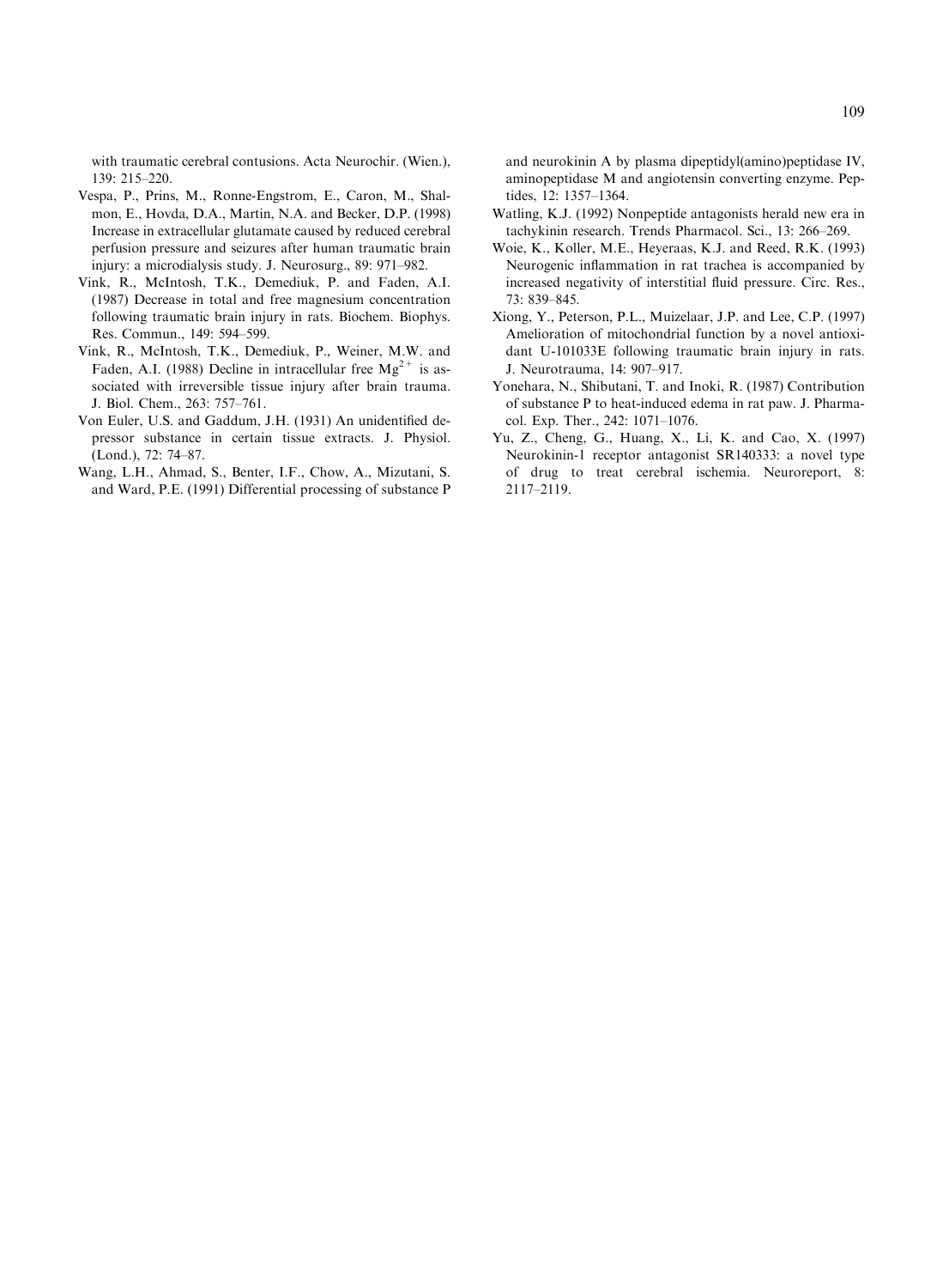with traumatic cerebral contusions. Acta Neurochir. (Wien.), 139: 215–220.

Vespa, P., Prins, M., Ronne-Engstrom, E., Caron, M., Shalmon, E., Hovda, D.A., Martin, N.A. and Becker, D.P. (1998) Increase in extracellular glutamate caused by reduced cerebral perfusion pressure and seizures after human traumatic brain injury: a microdialysis study. J. Neurosurg., 89: 971–982.

Vink, R., McIntosh, T.K., Demediuk, P. and Faden, A.I. (1987) Decrease in total and free magnesium concentration following traumatic brain injury in rats. Biochem. Biophys. Res. Commun., 149: 594–599.

Vink, R., McIntosh, T.K., Demediuk, P., Weiner, M.W. and Faden, A.I. (1988) Decline in intracellular free $Mg^{2+}$ is associated with irreversible tissue injury after brain trauma. J. Biol. Chem., 263: 757–761.

Von Euler, U.S. and Gaddum, J.H. (1931) An unidentified depressor substance in certain tissue extracts. J. Physiol. (Lond.), 72: 74–87.

Wang, L.H., Ahmad, S., Benter, I.F., Chow, A., Mizutani, S. and Ward, P.E. (1991) Differential processing of substance P and neurokinin A by plasma dipeptidyl(amino)peptidase IV, aminopeptidase M and angiotensin converting enzyme. Peptides, 12: 1357–1364.

Watling, K.J. (1992) Nonpeptide antagonists herald new era in tachykinin research. Trends Pharmacol. Sci., 13: 266–269.

Woie, K., Koller, M.E., Heyeraas, K.J. and Reed, R.K. (1993) Neurogenic inflammation in rat trachea is accompanied by increased negativity of interstitial fluid pressure. Circ. Res., 73: 839–845.

Xiong, Y., Peterson, P.L., Muizelaar, J.P. and Lee, C.P. (1997) Amelioration of mitochondrial function by a novel antioxidant U-101033E following traumatic brain injury in rats. J. Neurotrauma, 14: 907–917.

Yonehara, N., Shibutani, T. and Inoki, R. (1987) Contribution of substance P to heat-induced edema in rat paw. J. Pharmacol. Exp. Ther., 242: 1071–1076.

Yu, Z., Cheng, G., Huang, X., Li, K. and Cao, X. (1997) Neurokinin-1 receptor antagonist SR140333: a novel type of drug to treat cerebral ischemia. Neuroreport, 8: 2117–2119.